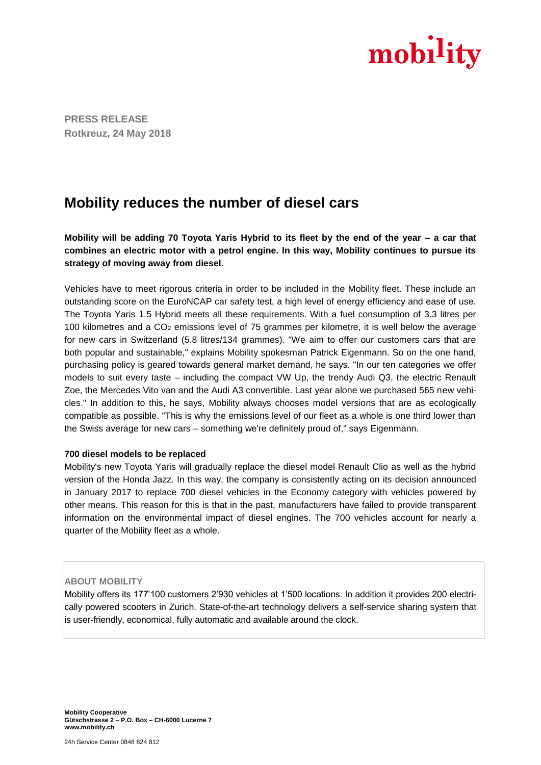mobility

**PRESS RELEASE**
**Rotkreuz, 24 May 2018**

# Mobility reduces the number of diesel cars

**Mobility will be adding 70 Toyota Yaris Hybrid to its fleet by the end of the year – a car that combines an electric motor with a petrol engine. In this way, Mobility continues to pursue its strategy of moving away from diesel.**

Vehicles have to meet rigorous criteria in order to be included in the Mobility fleet. These include an outstanding score on the EuroNCAP car safety test, a high level of energy efficiency and ease of use. The Toyota Yaris 1.5 Hybrid meets all these requirements. With a fuel consumption of 3.3 litres per 100 kilometres and a $CO_2$ emissions level of 75 grammes per kilometre, it is well below the average for new cars in Switzerland (5.8 litres/134 grammes). "We aim to offer our customers cars that are both popular and sustainable," explains Mobility spokesman Patrick Eigenmann. So on the one hand, purchasing policy is geared towards general market demand, he says. "In our ten categories we offer models to suit every taste – including the compact VW Up, the trendy Audi Q3, the electric Renault Zoe, the Mercedes Vito van and the Audi A3 convertible. Last year alone we purchased 565 new vehicles." In addition to this, he says, Mobility always chooses model versions that are as ecologically compatible as possible. "This is why the emissions level of our fleet as a whole is one third lower than the Swiss average for new cars – something we're definitely proud of," says Eigenmann.

**700 diesel models to be replaced**

Mobility's new Toyota Yaris will gradually replace the diesel model Renault Clio as well as the hybrid version of the Honda Jazz. In this way, the company is consistently acting on its decision announced in January 2017 to replace 700 diesel vehicles in the Economy category with vehicles powered by other means. This reason for this is that in the past, manufacturers have failed to provide transparent information on the environmental impact of diesel engines. The 700 vehicles account for nearly a quarter of the Mobility fleet as a whole.

**ABOUT MOBILITY**

Mobility offers its 177'100 customers 2'930 vehicles at 1'500 locations. In addition it provides 200 electrically powered scooters in Zurich. State-of-the-art technology delivers a self-service sharing system that is user-friendly, economical, fully automatic and available around the clock.

**Mobility Cooperative**
**Gütschstrasse 2 – P.O. Box – CH-6000 Lucerne 7**
**www.mobility.ch**

24h Service Center 0848 824 812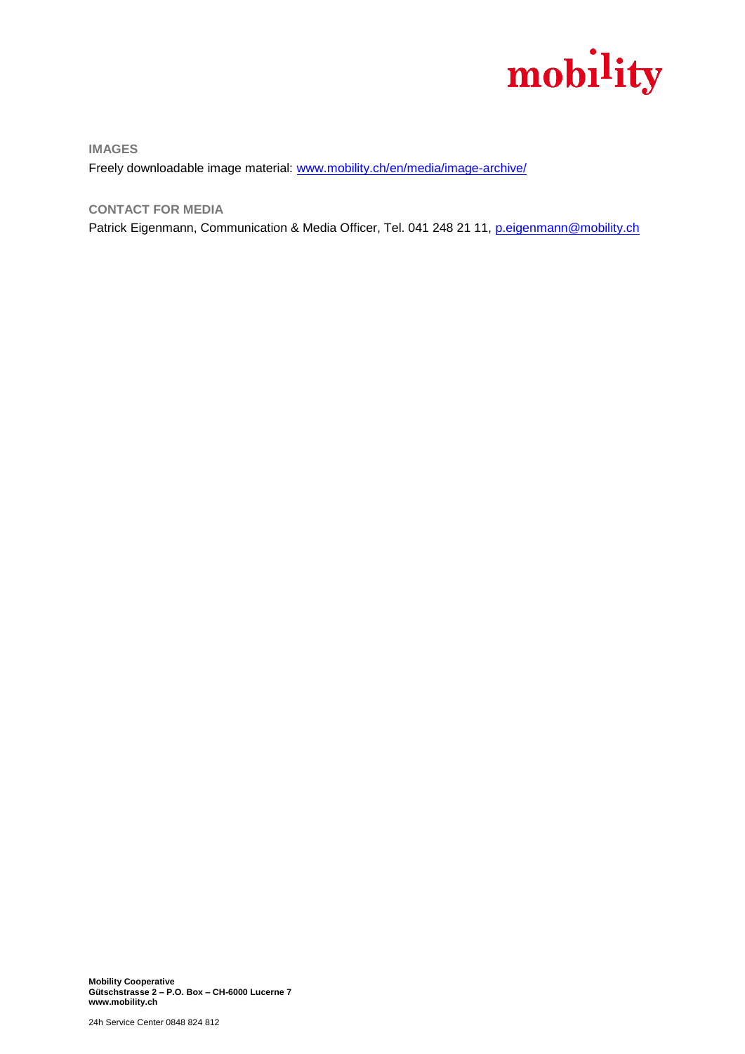**IMAGES**

Freely downloadable image material: www.mobility.ch/en/media/image-archive/

**CONTACT FOR MEDIA**

Patrick Eigenmann, Communication & Media Officer, Tel. 041 248 21 11, p.eigenmann@mobility.ch